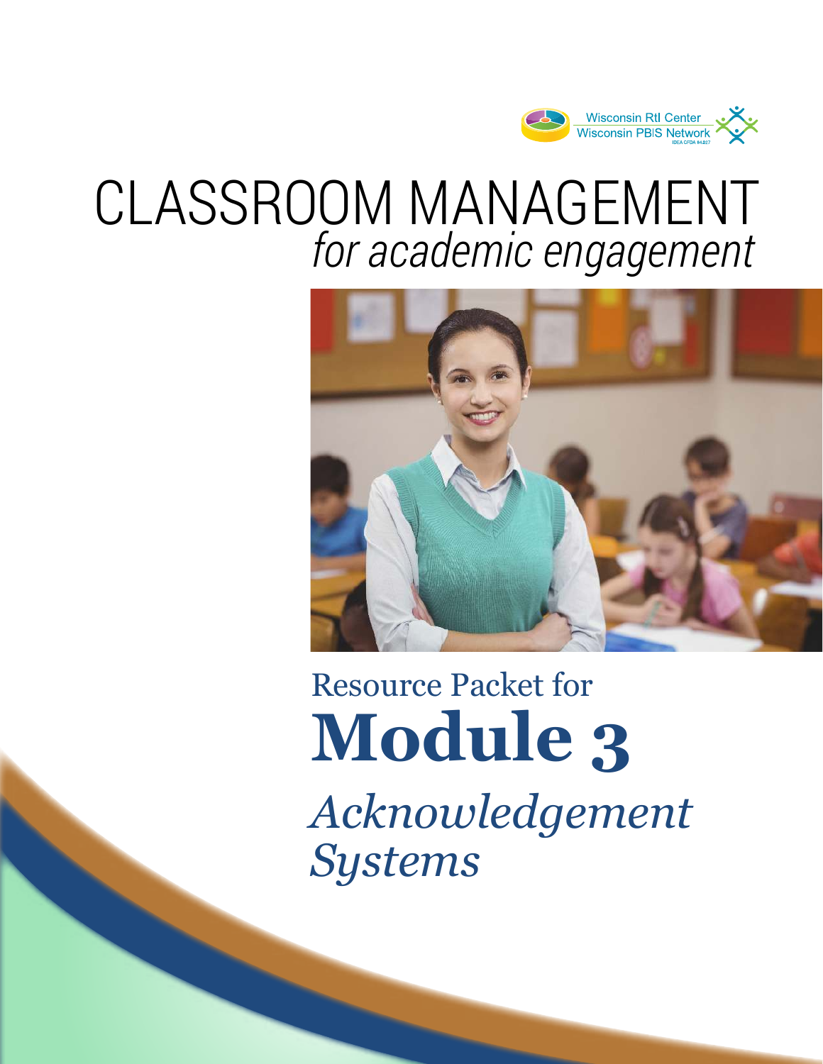Wisconsin RtI Center
Wisconsin PBIS Network
IDEA CFDA 84.027

# CLASSROOM MANAGEMENT
## *for academic engagement*

Resource Packet for

# Module 3

## *Acknowledgement Systems*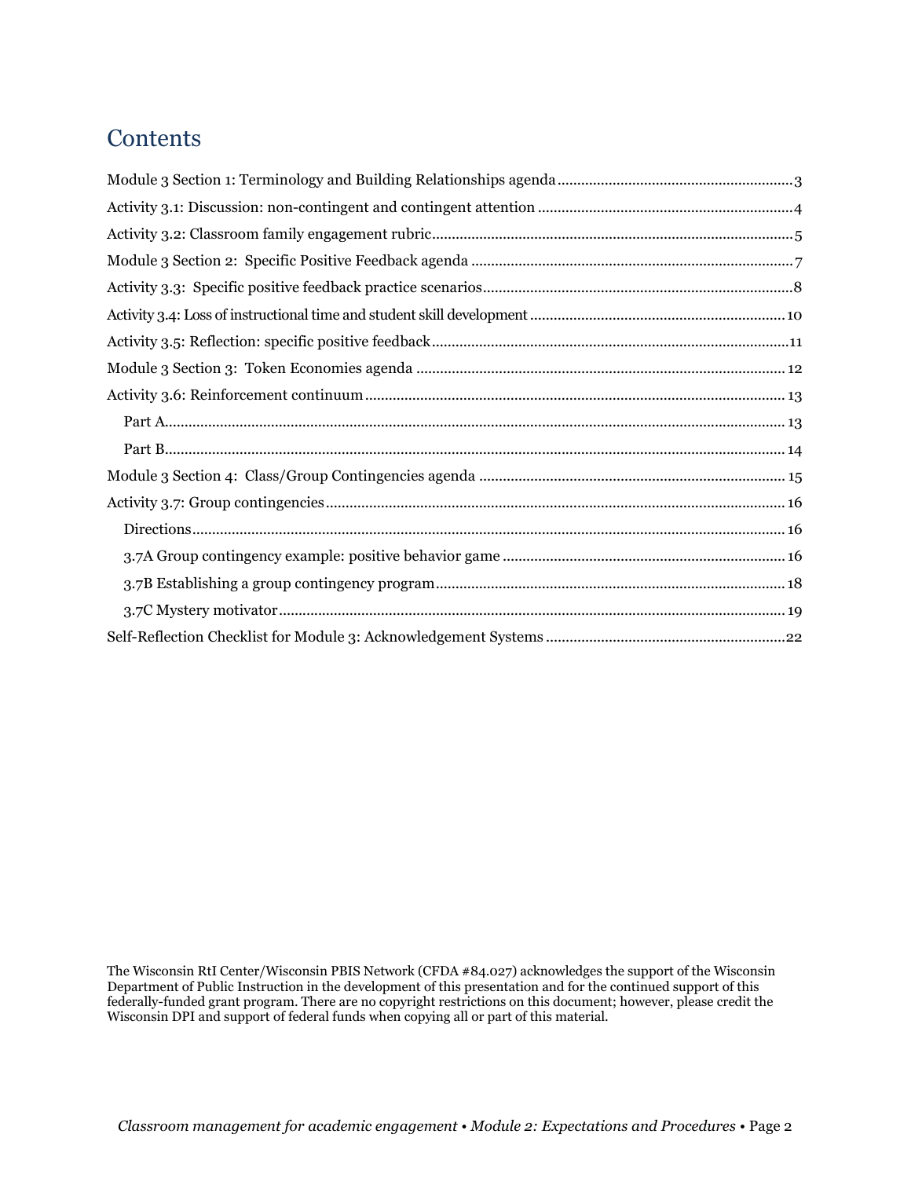# Contents

Module 3 Section 1: Terminology and Building Relationships agenda .......... 3

Activity 3.1: Discussion: non-contingent and contingent attention .......... 4

Activity 3.2: Classroom family engagement rubric .......... 5

Module 3 Section 2: Specific Positive Feedback agenda .......... 7

Activity 3.3: Specific positive feedback practice scenarios .......... 8

Activity 3.4: Loss of instructional time and student skill development .......... 10

Activity 3.5: Reflection: specific positive feedback .......... 11

Module 3 Section 3: Token Economies agenda .......... 12

Activity 3.6: Reinforcement continuum .......... 13

- Part A .......... 13
- Part B .......... 14

Module 3 Section 4: Class/Group Contingencies agenda .......... 15

Activity 3.7: Group contingencies .......... 16

- Directions .......... 16
- 3.7A Group contingency example: positive behavior game .......... 16
- 3.7B Establishing a group contingency program .......... 18
- 3.7C Mystery motivator .......... 19

Self-Reflection Checklist for Module 3: Acknowledgement Systems .......... 22

The Wisconsin RtI Center/Wisconsin PBIS Network (CFDA #84.027) acknowledges the support of the Wisconsin Department of Public Instruction in the development of this presentation and for the continued support of this federally-funded grant program. There are no copyright restrictions on this document; however, please credit the Wisconsin DPI and support of federal funds when copying all or part of this material.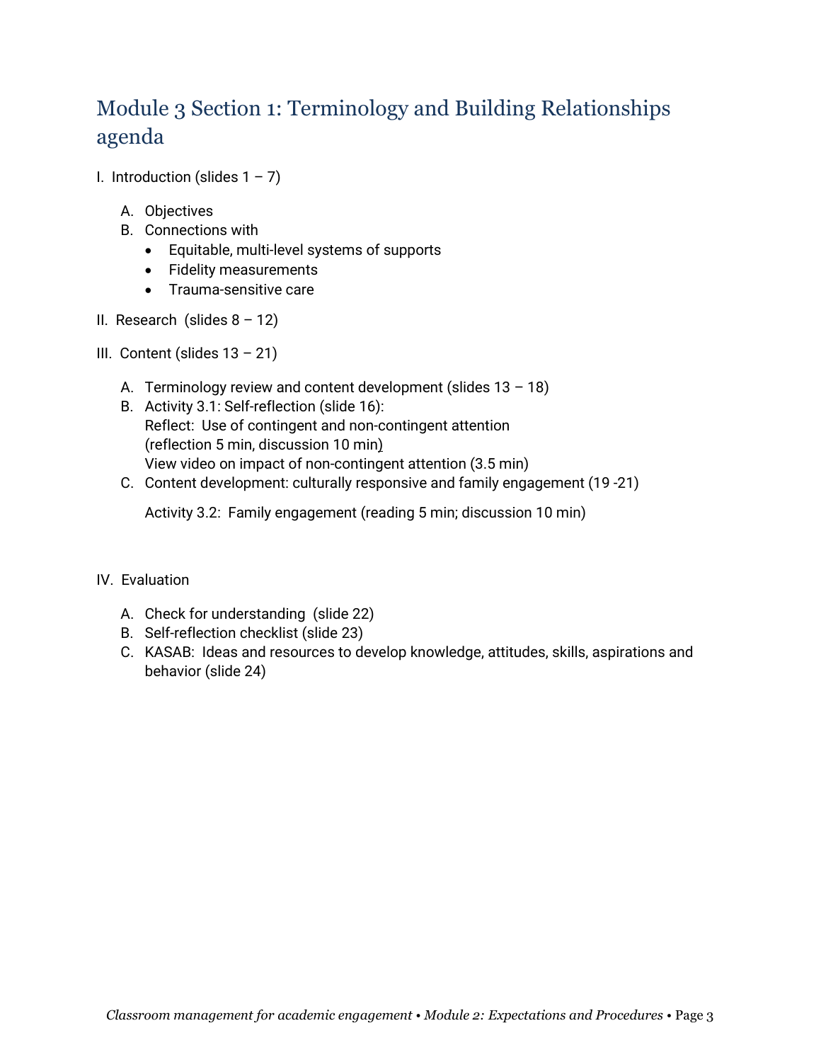## Module 3 Section 1: Terminology and Building Relationships agenda

I. Introduction (slides 1 – 7)

   A. Objectives
   B. Connections with
      - Equitable, multi-level systems of supports
      - Fidelity measurements
      - Trauma-sensitive care

II. Research (slides 8 – 12)

III. Content (slides 13 – 21)

   A. Terminology review and content development (slides 13 – 18)
   B. Activity 3.1: Self-reflection (slide 16):
      Reflect: Use of contingent and non-contingent attention
      (reflection 5 min, discussion 10 min)
      View video on impact of non-contingent attention (3.5 min)
   C. Content development: culturally responsive and family engagement (19 -21)

      Activity 3.2: Family engagement (reading 5 min; discussion 10 min)

IV. Evaluation

   A. Check for understanding (slide 22)
   B. Self-reflection checklist (slide 23)
   C. KASAB: Ideas and resources to develop knowledge, attitudes, skills, aspirations and behavior (slide 24)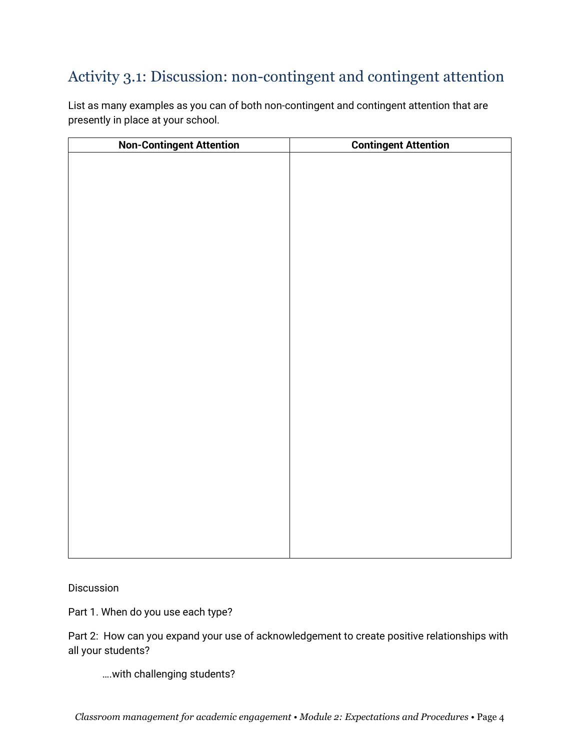## Activity 3.1: Discussion: non-contingent and contingent attention

List as many examples as you can of both non-contingent and contingent attention that are presently in place at your school.

| Non-Contingent Attention | Contingent Attention |
| --- | --- |
| | |

Discussion

Part 1. When do you use each type?

Part 2: How can you expand your use of acknowledgement to create positive relationships with all your students?

….with challenging students?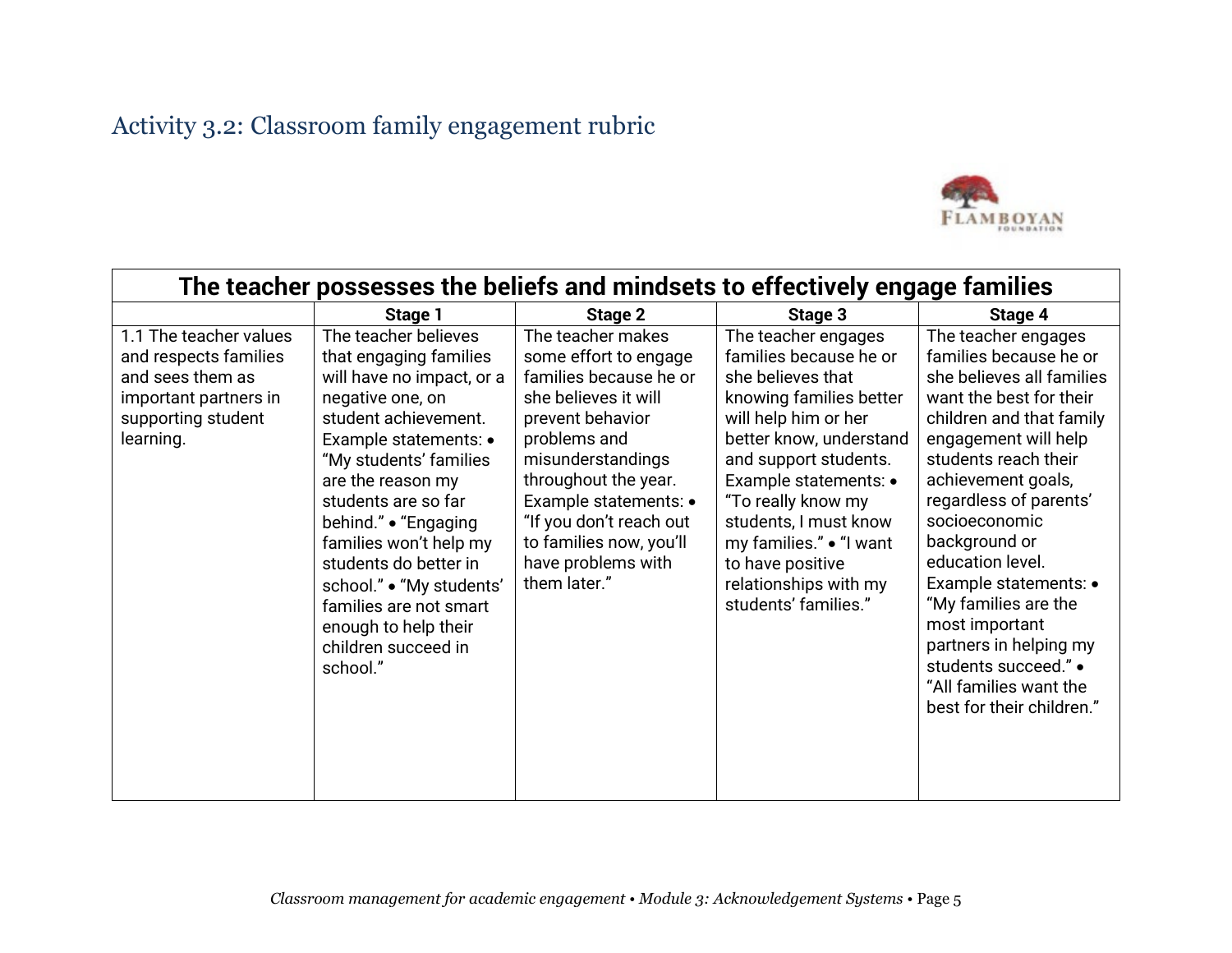## Activity 3.2: Classroom family engagement rubric

| The teacher possesses the beliefs and mindsets to effectively engage families | | | | |
|---|---|---|---|---|
| | **Stage 1** | **Stage 2** | **Stage 3** | **Stage 4** |
| 1.1 The teacher values and respects families and sees them as important partners in supporting student learning. | The teacher believes that engaging families will have no impact, or a negative one, on student achievement. Example statements: • "My students' families are the reason my students are so far behind." • "Engaging families won't help my students do better in school." • "My students' families are not smart enough to help their children succeed in school." | The teacher makes some effort to engage families because he or she believes it will prevent behavior problems and misunderstandings throughout the year. Example statements: • "If you don't reach out to families now, you'll have problems with them later." | The teacher engages families because he or she believes that knowing families better will help him or her better know, understand and support students. Example statements: • "To really know my students, I must know my families." • "I want to have positive relationships with my students' families." | The teacher engages families because he or she believes all families want the best for their children and that family engagement will help students reach their achievement goals, regardless of parents' socioeconomic background or education level. Example statements: • "My families are the most important partners in helping my students succeed." • "All families want the best for their children." |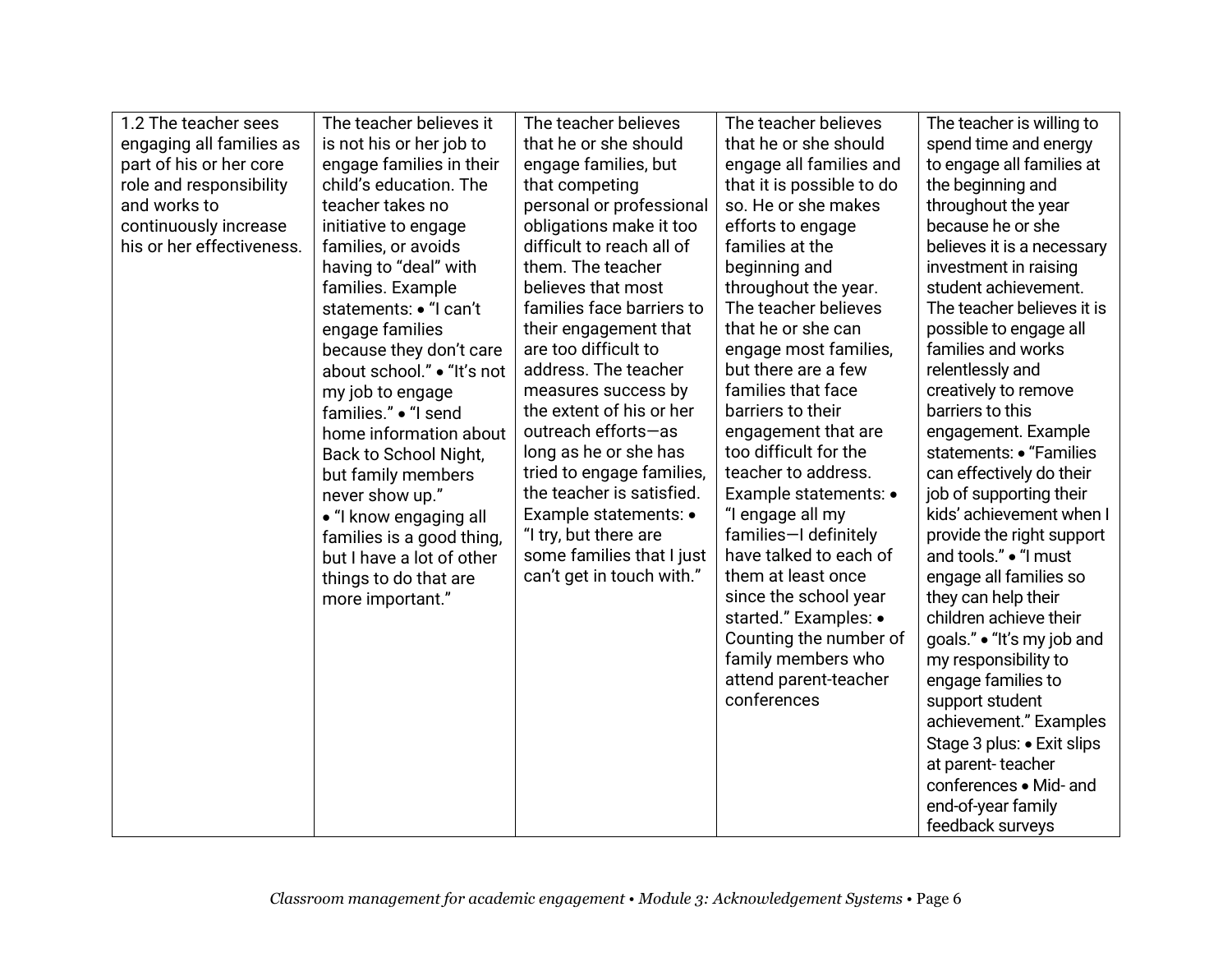| | | | | |
|---|---|---|---|---|
| 1.2 The teacher sees engaging all families as part of his or her core role and responsibility and works to continuously increase his or her effectiveness. | The teacher believes it is not his or her job to engage families in their child's education. The teacher takes no initiative to engage families, or avoids having to "deal" with families. Example statements: • "I can't engage families because they don't care about school." • "It's not my job to engage families." • "I send home information about Back to School Night, but family members never show up." • "I know engaging all families is a good thing, but I have a lot of other things to do that are more important." | The teacher believes that he or she should engage families, but that competing personal or professional obligations make it too difficult to reach all of them. The teacher believes that most families face barriers to their engagement that are too difficult to address. The teacher measures success by the extent of his or her outreach efforts—as long as he or she has tried to engage families, the teacher is satisfied. Example statements: • "I try, but there are some families that I just can't get in touch with." | The teacher believes that he or she should engage all families and that it is possible to do so. He or she makes efforts to engage families at the beginning and throughout the year. The teacher believes that he or she can engage most families, but there are a few families that face barriers to their engagement that are too difficult for the teacher to address. Example statements: • "I engage all my families—I definitely have talked to each of them at least once since the school year started." Examples: • Counting the number of family members who attend parent-teacher conferences | The teacher is willing to spend time and energy to engage all families at the beginning and throughout the year because he or she believes it is a necessary investment in raising student achievement. The teacher believes it is possible to engage all families and works relentlessly and creatively to remove barriers to this engagement. Example statements: • "Families can effectively do their job of supporting their kids' achievement when I provide the right support and tools." • "I must engage all families so they can help their children achieve their goals." • "It's my job and my responsibility to engage families to support student achievement." Examples Stage 3 plus: • Exit slips at parent- teacher conferences • Mid- and end-of-year family feedback surveys |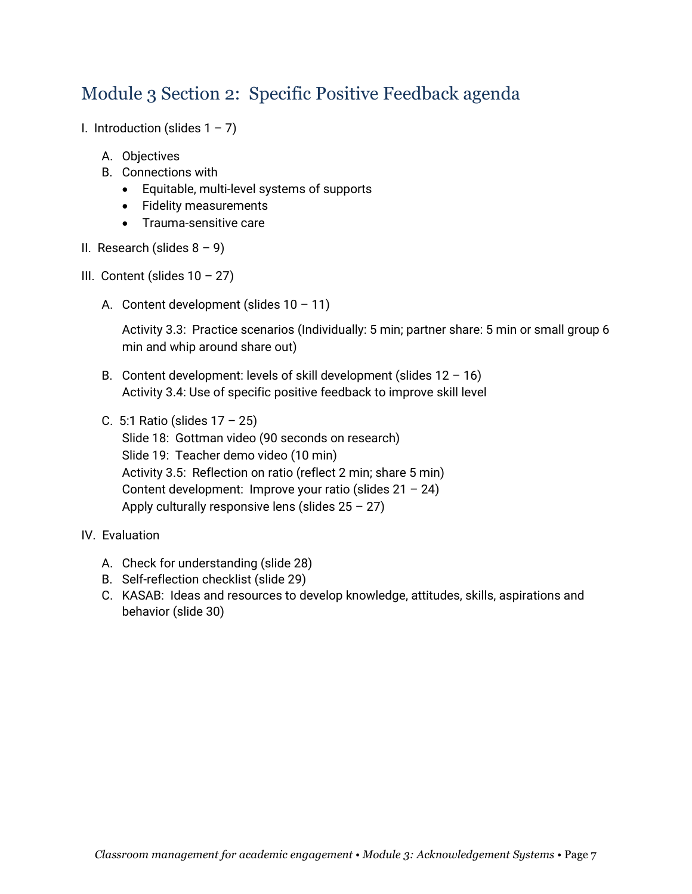## Module 3 Section 2: Specific Positive Feedback agenda

I. Introduction (slides 1 – 7)

   A. Objectives
   B. Connections with
      - Equitable, multi-level systems of supports
      - Fidelity measurements
      - Trauma-sensitive care

II. Research (slides 8 – 9)

III. Content (slides 10 – 27)

   A. Content development (slides 10 – 11)

      Activity 3.3: Practice scenarios (Individually: 5 min; partner share: 5 min or small group 6 min and whip around share out)

   B. Content development: levels of skill development (slides 12 – 16)
      Activity 3.4: Use of specific positive feedback to improve skill level

   C. 5:1 Ratio (slides 17 – 25)
      Slide 18: Gottman video (90 seconds on research)
      Slide 19: Teacher demo video (10 min)
      Activity 3.5: Reflection on ratio (reflect 2 min; share 5 min)
      Content development: Improve your ratio (slides 21 – 24)
      Apply culturally responsive lens (slides 25 – 27)

IV. Evaluation

   A. Check for understanding (slide 28)
   B. Self-reflection checklist (slide 29)
   C. KASAB: Ideas and resources to develop knowledge, attitudes, skills, aspirations and behavior (slide 30)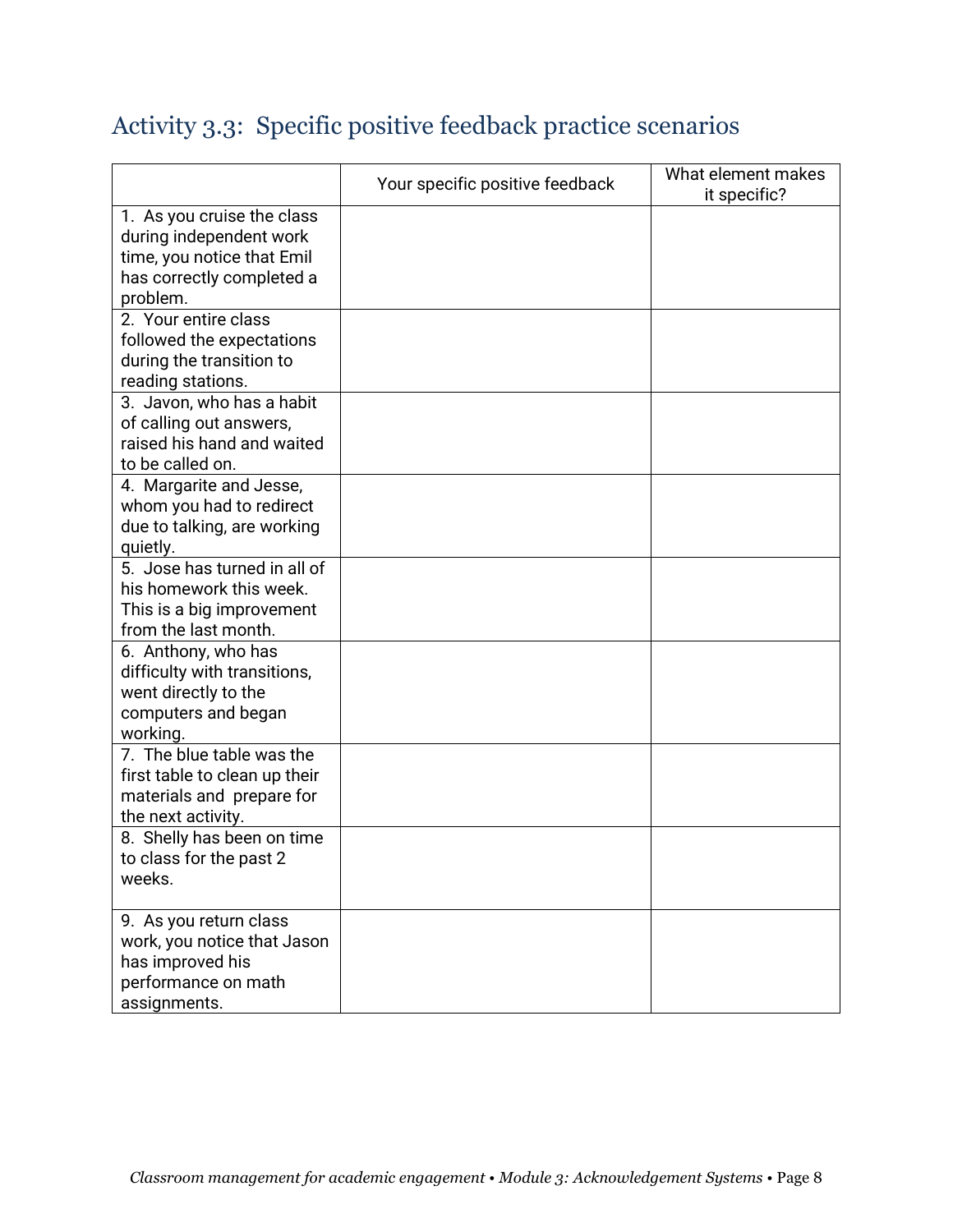## Activity 3.3: Specific positive feedback practice scenarios

| | Your specific positive feedback | What element makes it specific? |
|---|---|---|
| 1. As you cruise the class during independent work time, you notice that Emil has correctly completed a problem. | | |
| 2. Your entire class followed the expectations during the transition to reading stations. | | |
| 3. Javon, who has a habit of calling out answers, raised his hand and waited to be called on. | | |
| 4. Margarite and Jesse, whom you had to redirect due to talking, are working quietly. | | |
| 5. Jose has turned in all of his homework this week. This is a big improvement from the last month. | | |
| 6. Anthony, who has difficulty with transitions, went directly to the computers and began working. | | |
| 7. The blue table was the first table to clean up their materials and prepare for the next activity. | | |
| 8. Shelly has been on time to class for the past 2 weeks. | | |
| 9. As you return class work, you notice that Jason has improved his performance on math assignments. | | |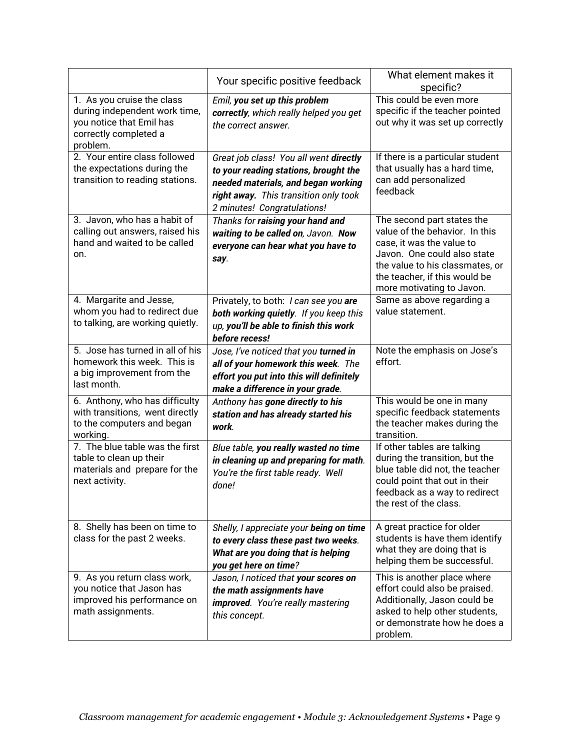| | Your specific positive feedback | What element makes it specific? |
|---|---|---|
| 1. As you cruise the class during independent work time, you notice that Emil has correctly completed a problem. | *Emil, **you set up this problem correctly**, which really helped you get the correct answer.* | This could be even more specific if the teacher pointed out why it was set up correctly |
| 2. Your entire class followed the expectations during the transition to reading stations. | *Great job class! You all went **directly to your reading stations, brought the needed materials, and began working right away.** This transition only took 2 minutes! Congratulations!* | If there is a particular student that usually has a hard time, can add personalized feedback |
| 3. Javon, who has a habit of calling out answers, raised his hand and waited to be called on. | *Thanks for **raising your hand and waiting to be called on**, Javon. **Now everyone can hear what you have to say**.* | The second part states the value of the behavior. In this case, it was the value to Javon. One could also state the value to his classmates, or the teacher, if this would be more motivating to Javon. |
| 4. Margarite and Jesse, whom you had to redirect due to talking, are working quietly. | Privately, to both: *I can see you **are both working quietly**. If you keep this up, **you'll be able to finish this work before recess!*** | Same as above regarding a value statement. |
| 5. Jose has turned in all of his homework this week. This is a big improvement from the last month. | *Jose, I've noticed that you **turned in all of your homework this week**. The **effort you put into this will definitely make a difference in your grade**.* | Note the emphasis on Jose's effort. |
| 6. Anthony, who has difficulty with transitions, went directly to the computers and began working. | *Anthony has **gone directly to his station and has already started his work**.* | This would be one in many specific feedback statements the teacher makes during the transition. |
| 7. The blue table was the first table to clean up their materials and prepare for the next activity. | *Blue table, **you really wasted no time in cleaning up and preparing for math**. You're the first table ready. Well done!* | If other tables are talking during the transition, but the blue table did not, the teacher could point that out in their feedback as a way to redirect the rest of the class. |
| 8. Shelly has been on time to class for the past 2 weeks. | *Shelly, I appreciate your **being on time to every class these past two weeks**. **What are you doing that is helping you get here on time**?* | A great practice for older students is have them identify what they are doing that is helping them be successful. |
| 9. As you return class work, you notice that Jason has improved his performance on math assignments. | *Jason, I noticed that **your scores on the math assignments have improved**. You're really mastering this concept.* | This is another place where effort could also be praised. Additionally, Jason could be asked to help other students, or demonstrate how he does a problem. |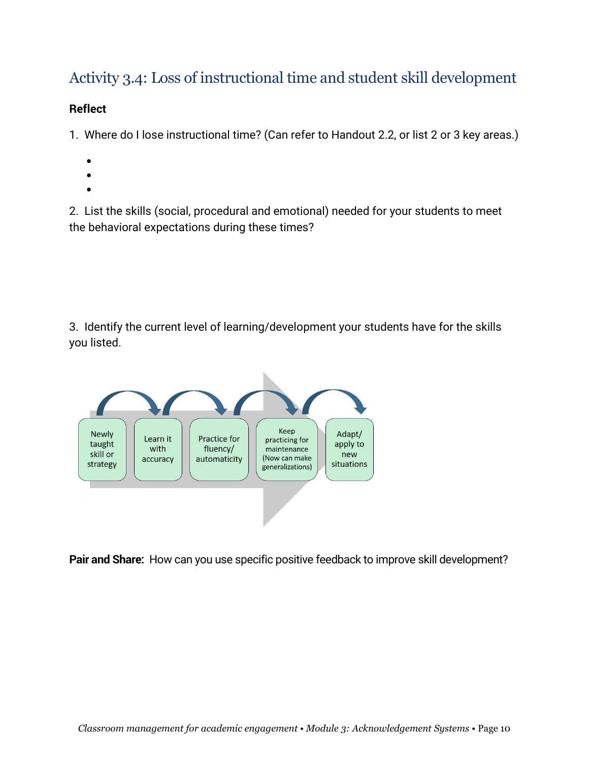## Activity 3.4: Loss of instructional time and student skill development

**Reflect**

1. Where do I lose instructional time? (Can refer to Handout 2.2, or list 2 or 3 key areas.)

    -
    -
    -

2. List the skills (social, procedural and emotional) needed for your students to meet the behavioral expectations during these times?

3. Identify the current level of learning/development your students have for the skills you listed.

Newly taught skill or strategy → Learn it with accuracy → Practice for fluency/ automaticity → Keep practicing for maintenance (Now can make generalizations) → Adapt/ apply to new situations

**Pair and Share:** How can you use specific positive feedback to improve skill development?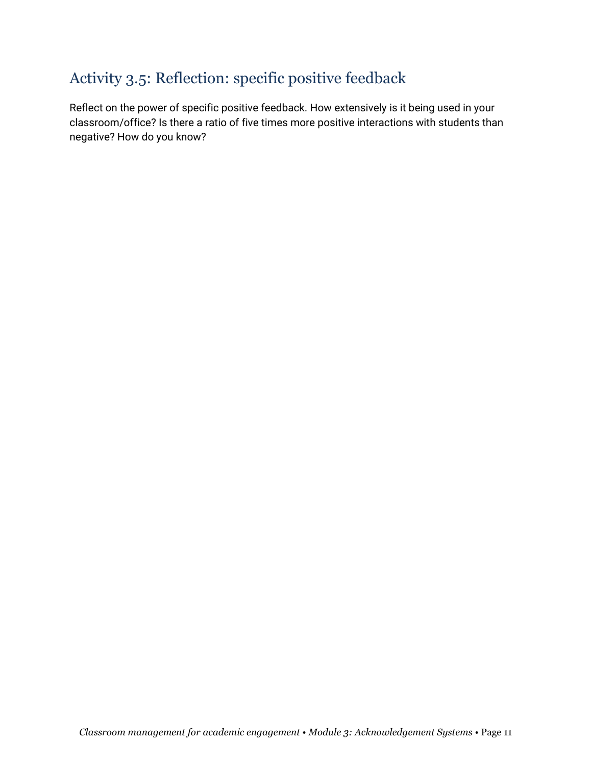## Activity 3.5: Reflection: specific positive feedback

Reflect on the power of specific positive feedback. How extensively is it being used in your classroom/office? Is there a ratio of five times more positive interactions with students than negative? How do you know?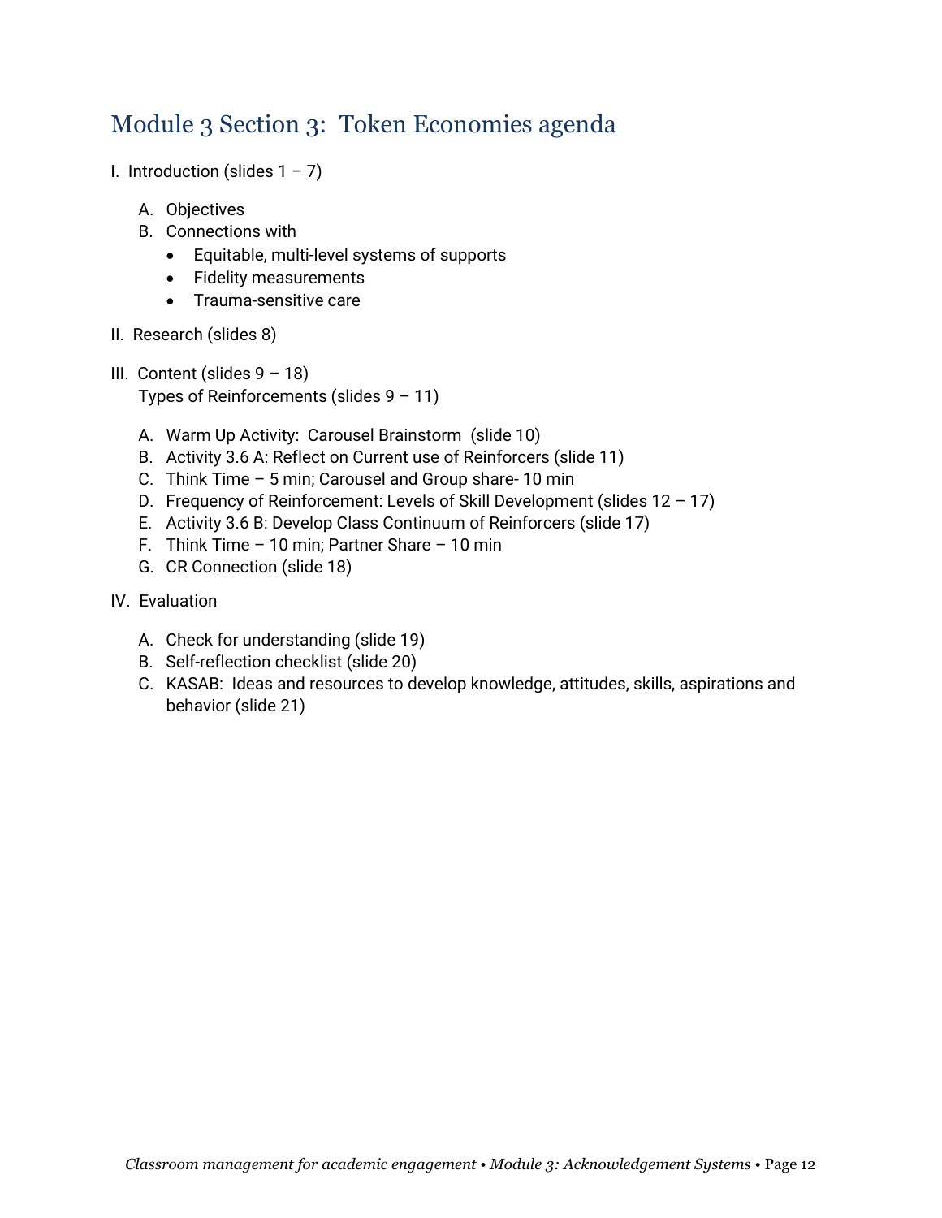## Module 3 Section 3: Token Economies agenda

I. Introduction (slides 1 – 7)

   A. Objectives
   B. Connections with
      - Equitable, multi-level systems of supports
      - Fidelity measurements
      - Trauma-sensitive care

II. Research (slides 8)

III. Content (slides 9 – 18)
Types of Reinforcements (slides 9 – 11)

   A. Warm Up Activity: Carousel Brainstorm (slide 10)
   B. Activity 3.6 A: Reflect on Current use of Reinforcers (slide 11)
   C. Think Time – 5 min; Carousel and Group share- 10 min
   D. Frequency of Reinforcement: Levels of Skill Development (slides 12 – 17)
   E. Activity 3.6 B: Develop Class Continuum of Reinforcers (slide 17)
   F. Think Time – 10 min; Partner Share – 10 min
   G. CR Connection (slide 18)

IV. Evaluation

   A. Check for understanding (slide 19)
   B. Self-reflection checklist (slide 20)
   C. KASAB: Ideas and resources to develop knowledge, attitudes, skills, aspirations and behavior (slide 21)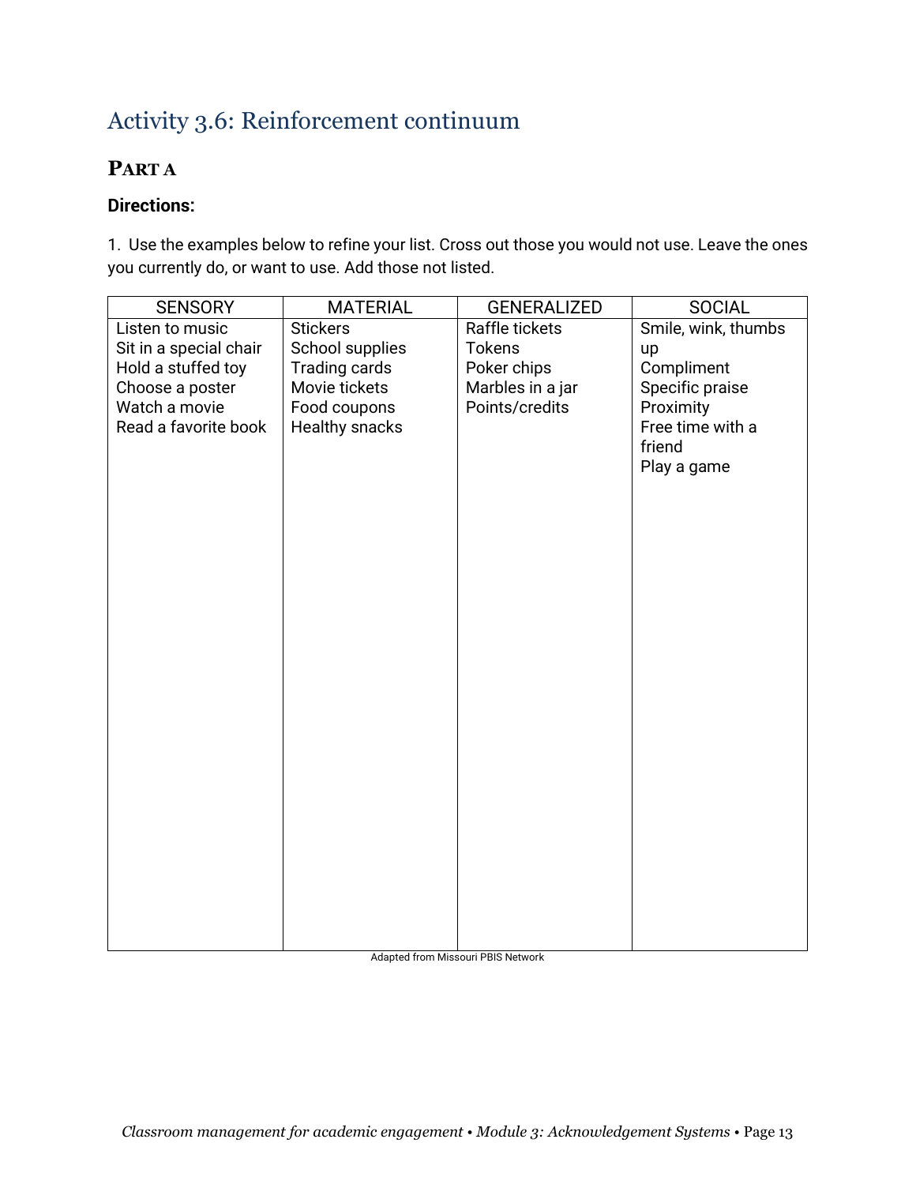## Activity 3.6: Reinforcement continuum

### PART A

**Directions:**

1. Use the examples below to refine your list. Cross out those you would not use. Leave the ones you currently do, or want to use. Add those not listed.

| SENSORY | MATERIAL | GENERALIZED | SOCIAL |
| --- | --- | --- | --- |
| Listen to music | Stickers | Raffle tickets | Smile, wink, thumbs up |
| Sit in a special chair | School supplies | Tokens | Compliment |
| Hold a stuffed toy | Trading cards | Poker chips | Specific praise |
| Choose a poster | Movie tickets | Marbles in a jar | Proximity |
| Watch a movie | Food coupons | Points/credits | Free time with a friend |
| Read a favorite book | Healthy snacks | | Play a game |

Adapted from Missouri PBIS Network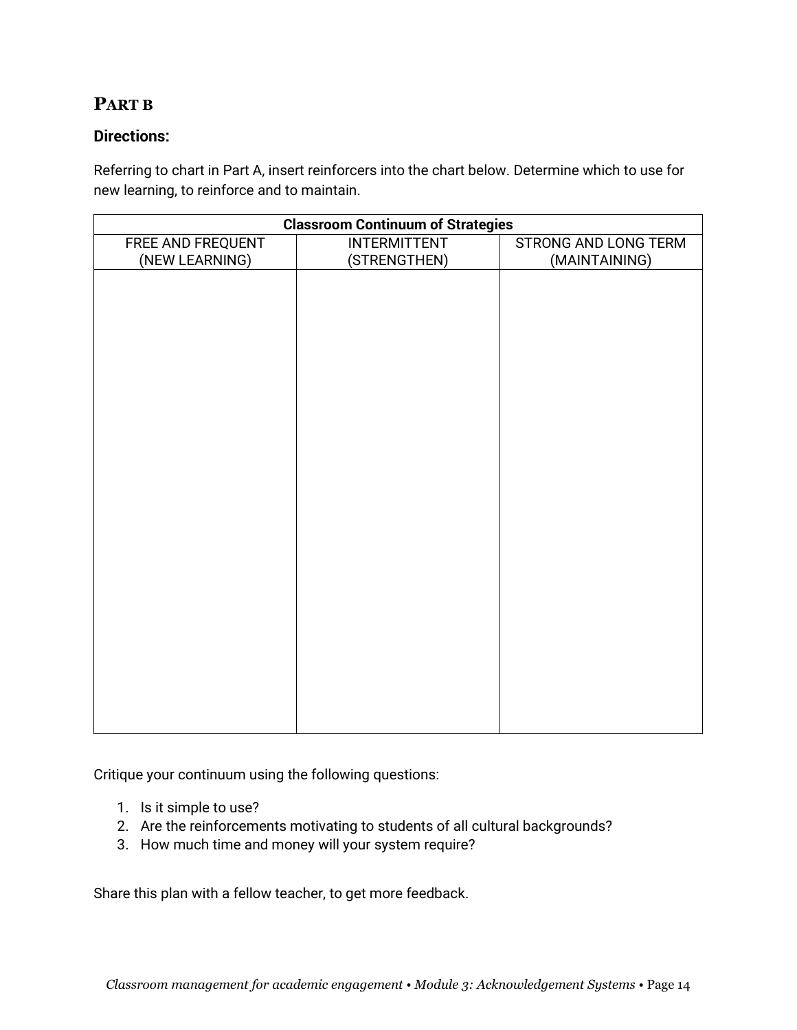## Part B

### Directions:

Referring to chart in Part A, insert reinforcers into the chart below. Determine which to use for new learning, to reinforce and to maintain.

| Classroom Continuum of Strategies | | |
|---|---|---|
| FREE AND FREQUENT (NEW LEARNING) | INTERMITTENT (STRENGTHEN) | STRONG AND LONG TERM (MAINTAINING) |
| | | |

Critique your continuum using the following questions:

1. Is it simple to use?
2. Are the reinforcements motivating to students of all cultural backgrounds?
3. How much time and money will your system require?

Share this plan with a fellow teacher, to get more feedback.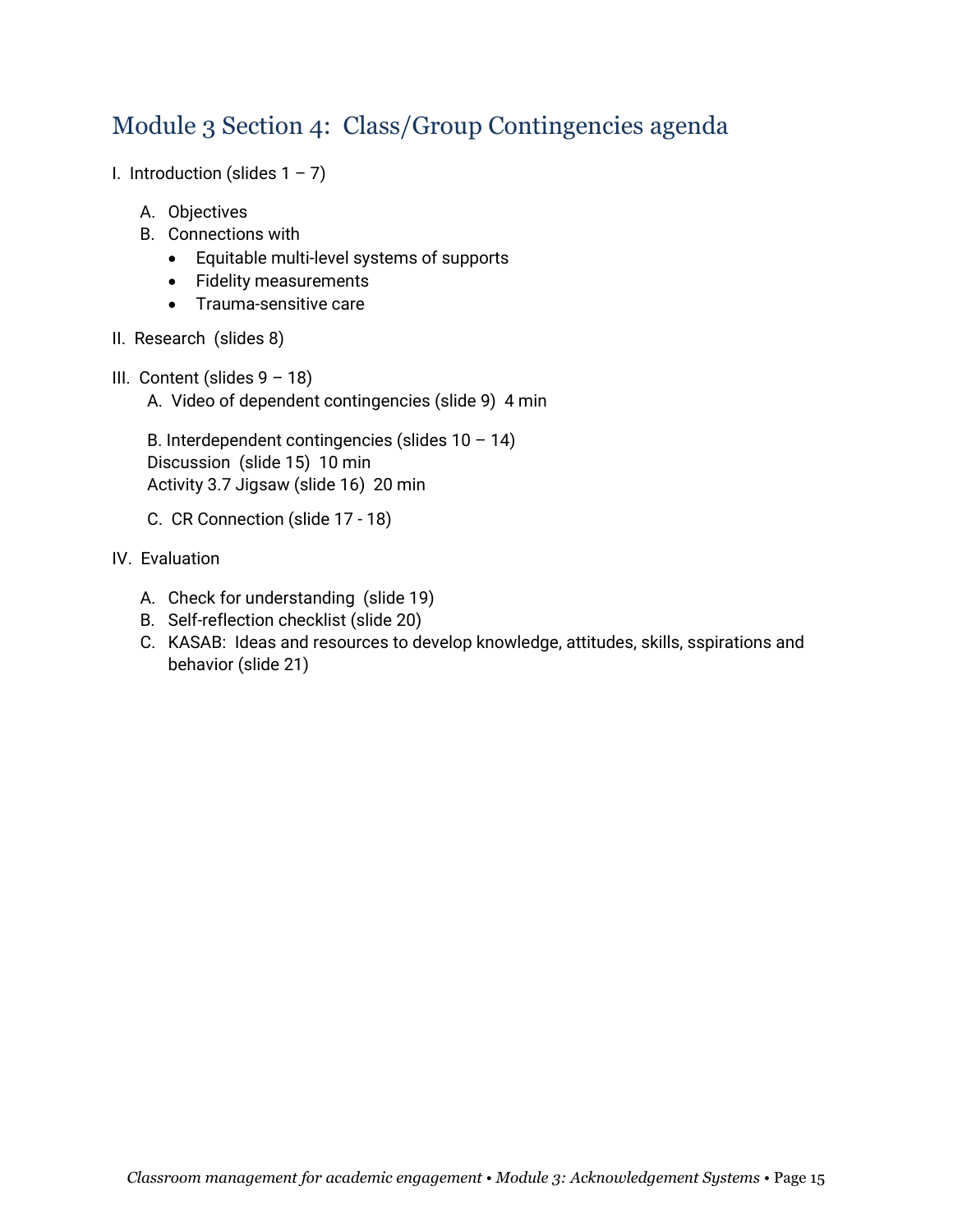## Module 3 Section 4: Class/Group Contingencies agenda

I. Introduction (slides 1 – 7)

   A. Objectives
   B. Connections with
      - Equitable multi-level systems of supports
      - Fidelity measurements
      - Trauma-sensitive care

II. Research (slides 8)

III. Content (slides 9 – 18)

   A. Video of dependent contingencies (slide 9) 4 min

   B. Interdependent contingencies (slides 10 – 14)
   Discussion (slide 15) 10 min
   Activity 3.7 Jigsaw (slide 16) 20 min

   C. CR Connection (slide 17 - 18)

IV. Evaluation

   A. Check for understanding (slide 19)
   B. Self-reflection checklist (slide 20)
   C. KASAB: Ideas and resources to develop knowledge, attitudes, skills, sspirations and behavior (slide 21)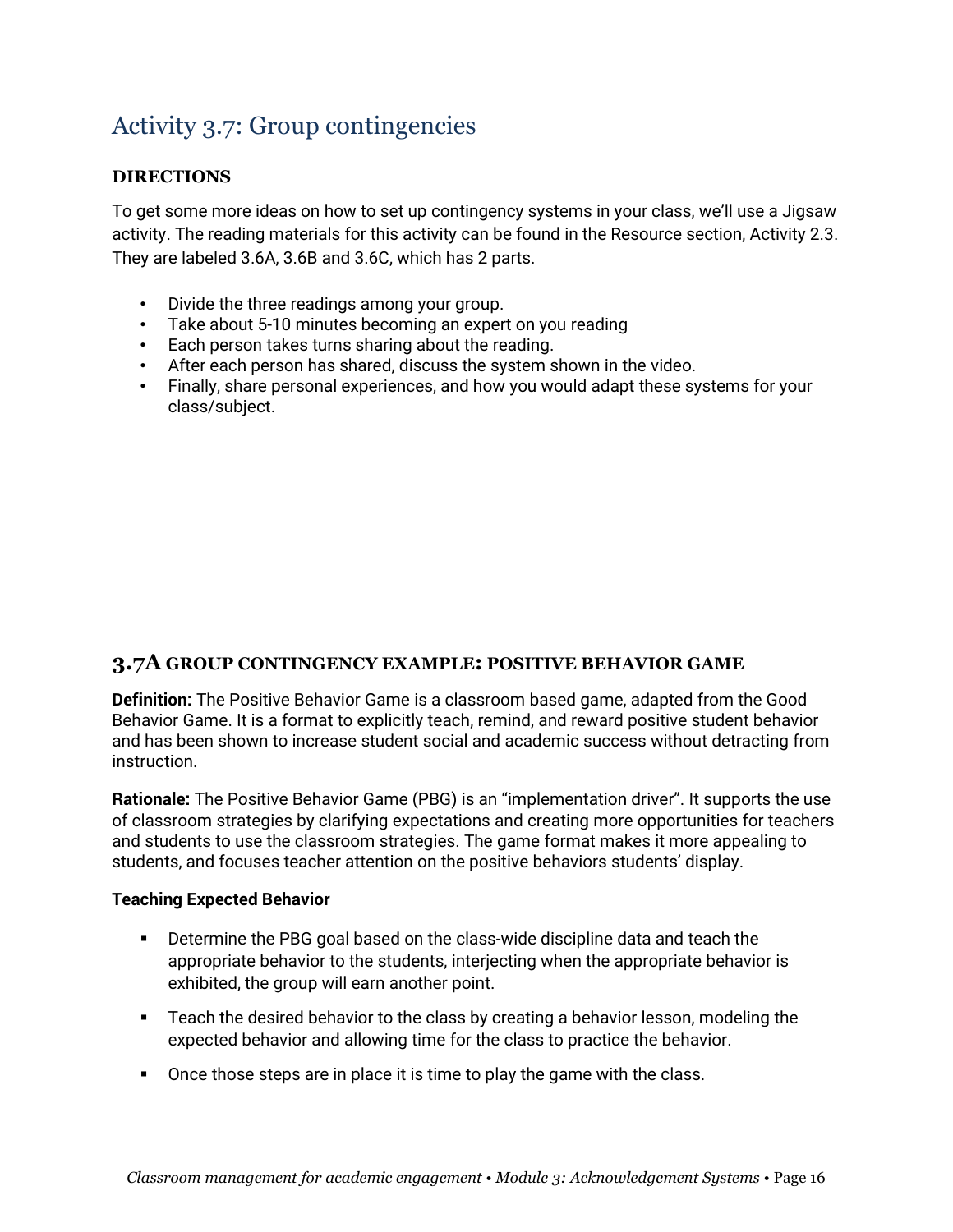## Activity 3.7: Group contingencies

**DIRECTIONS**

To get some more ideas on how to set up contingency systems in your class, we'll use a Jigsaw activity. The reading materials for this activity can be found in the Resource section, Activity 2.3. They are labeled 3.6A, 3.6B and 3.6C, which has 2 parts.

- Divide the three readings among your group.
- Take about 5-10 minutes becoming an expert on you reading
- Each person takes turns sharing about the reading.
- After each person has shared, discuss the system shown in the video.
- Finally, share personal experiences, and how you would adapt these systems for your class/subject.

### 3.7A GROUP CONTINGENCY EXAMPLE: POSITIVE BEHAVIOR GAME

**Definition:** The Positive Behavior Game is a classroom based game, adapted from the Good Behavior Game. It is a format to explicitly teach, remind, and reward positive student behavior and has been shown to increase student social and academic success without detracting from instruction.

**Rationale:** The Positive Behavior Game (PBG) is an "implementation driver". It supports the use of classroom strategies by clarifying expectations and creating more opportunities for teachers and students to use the classroom strategies. The game format makes it more appealing to students, and focuses teacher attention on the positive behaviors students' display.

**Teaching Expected Behavior**

- Determine the PBG goal based on the class-wide discipline data and teach the appropriate behavior to the students, interjecting when the appropriate behavior is exhibited, the group will earn another point.
- Teach the desired behavior to the class by creating a behavior lesson, modeling the expected behavior and allowing time for the class to practice the behavior.
- Once those steps are in place it is time to play the game with the class.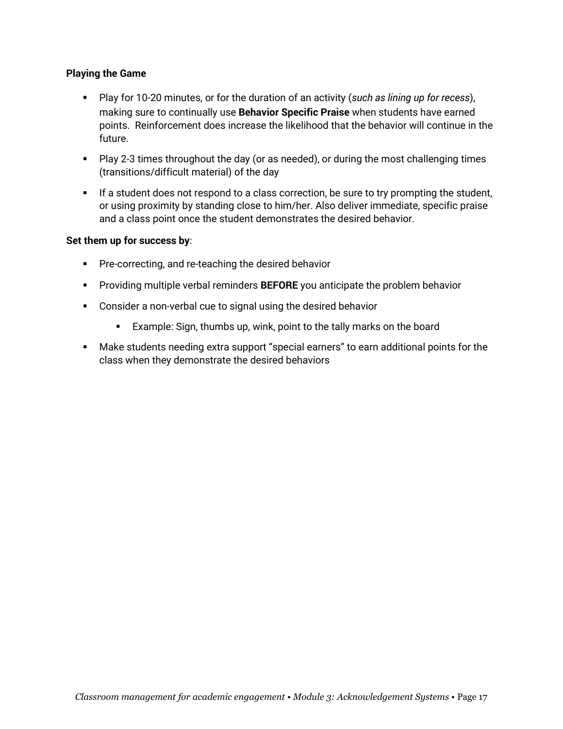**Playing the Game**

- Play for 10-20 minutes, or for the duration of an activity (*such as lining up for recess*), making sure to continually use **Behavior Specific Praise** when students have earned points. Reinforcement does increase the likelihood that the behavior will continue in the future.
- Play 2-3 times throughout the day (or as needed), or during the most challenging times (transitions/difficult material) of the day
- If a student does not respond to a class correction, be sure to try prompting the student, or using proximity by standing close to him/her. Also deliver immediate, specific praise and a class point once the student demonstrates the desired behavior.

**Set them up for success by**:

- Pre-correcting, and re-teaching the desired behavior
- Providing multiple verbal reminders **BEFORE** you anticipate the problem behavior
- Consider a non-verbal cue to signal using the desired behavior
    - Example: Sign, thumbs up, wink, point to the tally marks on the board
- Make students needing extra support "special earners" to earn additional points for the class when they demonstrate the desired behaviors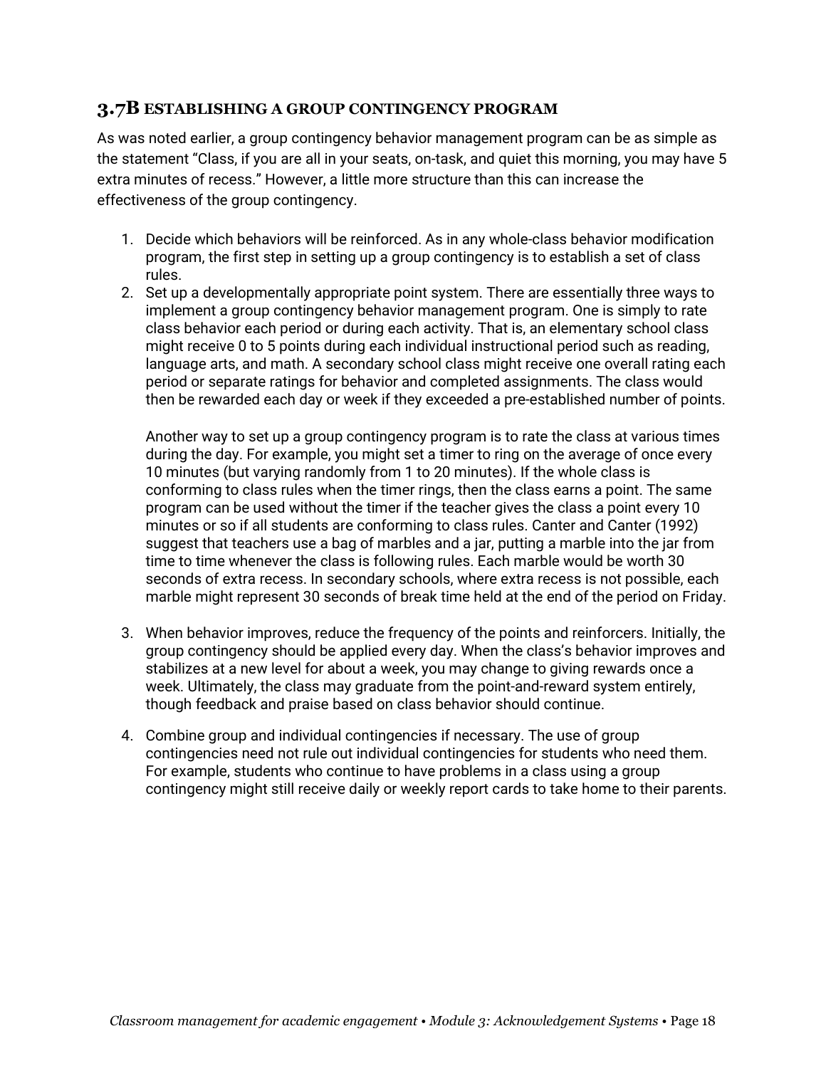### 3.7B ESTABLISHING A GROUP CONTINGENCY PROGRAM

As was noted earlier, a group contingency behavior management program can be as simple as the statement "Class, if you are all in your seats, on-task, and quiet this morning, you may have 5 extra minutes of recess." However, a little more structure than this can increase the effectiveness of the group contingency.

1. Decide which behaviors will be reinforced. As in any whole-class behavior modification program, the first step in setting up a group contingency is to establish a set of class rules.
2. Set up a developmentally appropriate point system. There are essentially three ways to implement a group contingency behavior management program. One is simply to rate class behavior each period or during each activity. That is, an elementary school class might receive 0 to 5 points during each individual instructional period such as reading, language arts, and math. A secondary school class might receive one overall rating each period or separate ratings for behavior and completed assignments. The class would then be rewarded each day or week if they exceeded a pre-established number of points.

   Another way to set up a group contingency program is to rate the class at various times during the day. For example, you might set a timer to ring on the average of once every 10 minutes (but varying randomly from 1 to 20 minutes). If the whole class is conforming to class rules when the timer rings, then the class earns a point. The same program can be used without the timer if the teacher gives the class a point every 10 minutes or so if all students are conforming to class rules. Canter and Canter (1992) suggest that teachers use a bag of marbles and a jar, putting a marble into the jar from time to time whenever the class is following rules. Each marble would be worth 30 seconds of extra recess. In secondary schools, where extra recess is not possible, each marble might represent 30 seconds of break time held at the end of the period on Friday.

3. When behavior improves, reduce the frequency of the points and reinforcers. Initially, the group contingency should be applied every day. When the class's behavior improves and stabilizes at a new level for about a week, you may change to giving rewards once a week. Ultimately, the class may graduate from the point-and-reward system entirely, though feedback and praise based on class behavior should continue.

4. Combine group and individual contingencies if necessary. The use of group contingencies need not rule out individual contingencies for students who need them. For example, students who continue to have problems in a class using a group contingency might still receive daily or weekly report cards to take home to their parents.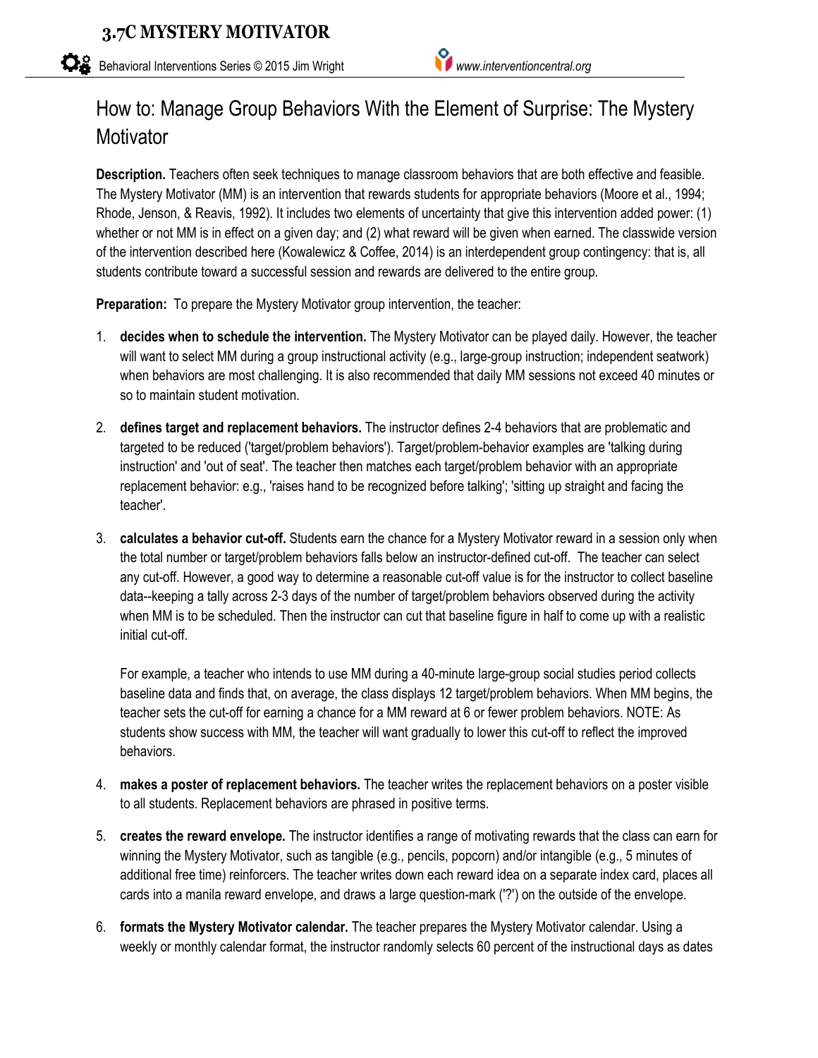# 3.7C MYSTERY MOTIVATOR

## How to: Manage Group Behaviors With the Element of Surprise: The Mystery Motivator

**Description.** Teachers often seek techniques to manage classroom behaviors that are both effective and feasible. The Mystery Motivator (MM) is an intervention that rewards students for appropriate behaviors (Moore et al., 1994; Rhode, Jenson, & Reavis, 1992). It includes two elements of uncertainty that give this intervention added power: (1) whether or not MM is in effect on a given day; and (2) what reward will be given when earned. The classwide version of the intervention described here (Kowalewicz & Coffee, 2014) is an interdependent group contingency: that is, all students contribute toward a successful session and rewards are delivered to the entire group.

**Preparation:** To prepare the Mystery Motivator group intervention, the teacher:

1. **decides when to schedule the intervention.** The Mystery Motivator can be played daily. However, the teacher will want to select MM during a group instructional activity (e.g., large-group instruction; independent seatwork) when behaviors are most challenging. It is also recommended that daily MM sessions not exceed 40 minutes or so to maintain student motivation.

2. **defines target and replacement behaviors.** The instructor defines 2-4 behaviors that are problematic and targeted to be reduced ('target/problem behaviors'). Target/problem-behavior examples are 'talking during instruction' and 'out of seat'. The teacher then matches each target/problem behavior with an appropriate replacement behavior: e.g., 'raises hand to be recognized before talking'; 'sitting up straight and facing the teacher'.

3. **calculates a behavior cut-off.** Students earn the chance for a Mystery Motivator reward in a session only when the total number or target/problem behaviors falls below an instructor-defined cut-off. The teacher can select any cut-off. However, a good way to determine a reasonable cut-off value is for the instructor to collect baseline data--keeping a tally across 2-3 days of the number of target/problem behaviors observed during the activity when MM is to be scheduled. Then the instructor can cut that baseline figure in half to come up with a realistic initial cut-off.

   For example, a teacher who intends to use MM during a 40-minute large-group social studies period collects baseline data and finds that, on average, the class displays 12 target/problem behaviors. When MM begins, the teacher sets the cut-off for earning a chance for a MM reward at 6 or fewer problem behaviors. NOTE: As students show success with MM, the teacher will want gradually to lower this cut-off to reflect the improved behaviors.

4. **makes a poster of replacement behaviors.** The teacher writes the replacement behaviors on a poster visible to all students. Replacement behaviors are phrased in positive terms.

5. **creates the reward envelope.** The instructor identifies a range of motivating rewards that the class can earn for winning the Mystery Motivator, such as tangible (e.g., pencils, popcorn) and/or intangible (e.g., 5 minutes of additional free time) reinforcers. The teacher writes down each reward idea on a separate index card, places all cards into a manila reward envelope, and draws a large question-mark ('?') on the outside of the envelope.

6. **formats the Mystery Motivator calendar.** The teacher prepares the Mystery Motivator calendar. Using a weekly or monthly calendar format, the instructor randomly selects 60 percent of the instructional days as dates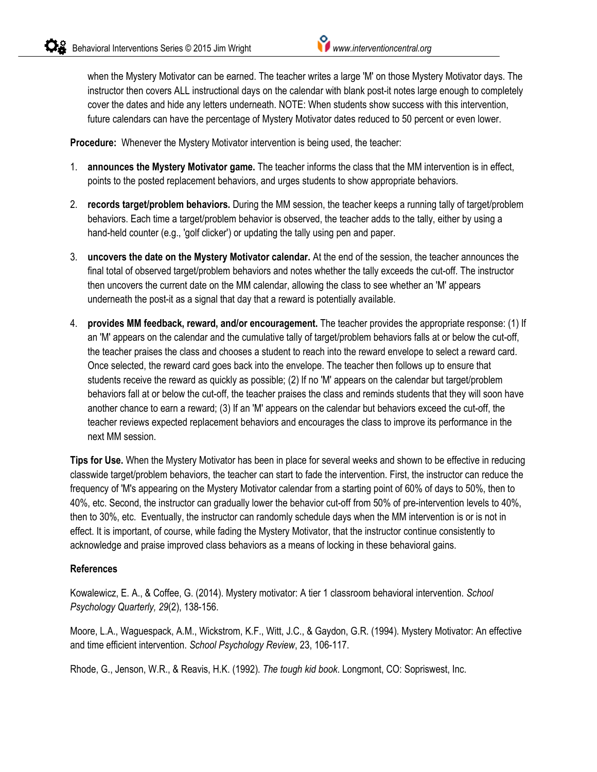when the Mystery Motivator can be earned. The teacher writes a large 'M' on those Mystery Motivator days. The instructor then covers ALL instructional days on the calendar with blank post-it notes large enough to completely cover the dates and hide any letters underneath. NOTE: When students show success with this intervention, future calendars can have the percentage of Mystery Motivator dates reduced to 50 percent or even lower.

**Procedure:** Whenever the Mystery Motivator intervention is being used, the teacher:

1. **announces the Mystery Motivator game.** The teacher informs the class that the MM intervention is in effect, points to the posted replacement behaviors, and urges students to show appropriate behaviors.

2. **records target/problem behaviors.** During the MM session, the teacher keeps a running tally of target/problem behaviors. Each time a target/problem behavior is observed, the teacher adds to the tally, either by using a hand-held counter (e.g., 'golf clicker') or updating the tally using pen and paper.

3. **uncovers the date on the Mystery Motivator calendar.** At the end of the session, the teacher announces the final total of observed target/problem behaviors and notes whether the tally exceeds the cut-off. The instructor then uncovers the current date on the MM calendar, allowing the class to see whether an 'M' appears underneath the post-it as a signal that day that a reward is potentially available.

4. **provides MM feedback, reward, and/or encouragement.** The teacher provides the appropriate response: (1) If an 'M' appears on the calendar and the cumulative tally of target/problem behaviors falls at or below the cut-off, the teacher praises the class and chooses a student to reach into the reward envelope to select a reward card. Once selected, the reward card goes back into the envelope. The teacher then follows up to ensure that students receive the reward as quickly as possible; (2) If no 'M' appears on the calendar but target/problem behaviors fall at or below the cut-off, the teacher praises the class and reminds students that they will soon have another chance to earn a reward; (3) If an 'M' appears on the calendar but behaviors exceed the cut-off, the teacher reviews expected replacement behaviors and encourages the class to improve its performance in the next MM session.

**Tips for Use.** When the Mystery Motivator has been in place for several weeks and shown to be effective in reducing classwide target/problem behaviors, the teacher can start to fade the intervention. First, the instructor can reduce the frequency of 'M's appearing on the Mystery Motivator calendar from a starting point of 60% of days to 50%, then to 40%, etc. Second, the instructor can gradually lower the behavior cut-off from 50% of pre-intervention levels to 40%, then to 30%, etc. Eventually, the instructor can randomly schedule days when the MM intervention is or is not in effect. It is important, of course, while fading the Mystery Motivator, that the instructor continue consistently to acknowledge and praise improved class behaviors as a means of locking in these behavioral gains.

### References

Kowalewicz, E. A., & Coffee, G. (2014). Mystery motivator: A tier 1 classroom behavioral intervention. *School Psychology Quarterly, 29*(2), 138-156.

Moore, L.A., Waguespack, A.M., Wickstrom, K.F., Witt, J.C., & Gaydon, G.R. (1994). Mystery Motivator: An effective and time efficient intervention. *School Psychology Review*, 23, 106-117.

Rhode, G., Jenson, W.R., & Reavis, H.K. (1992). *The tough kid book*. Longmont, CO: Sopriswest, Inc.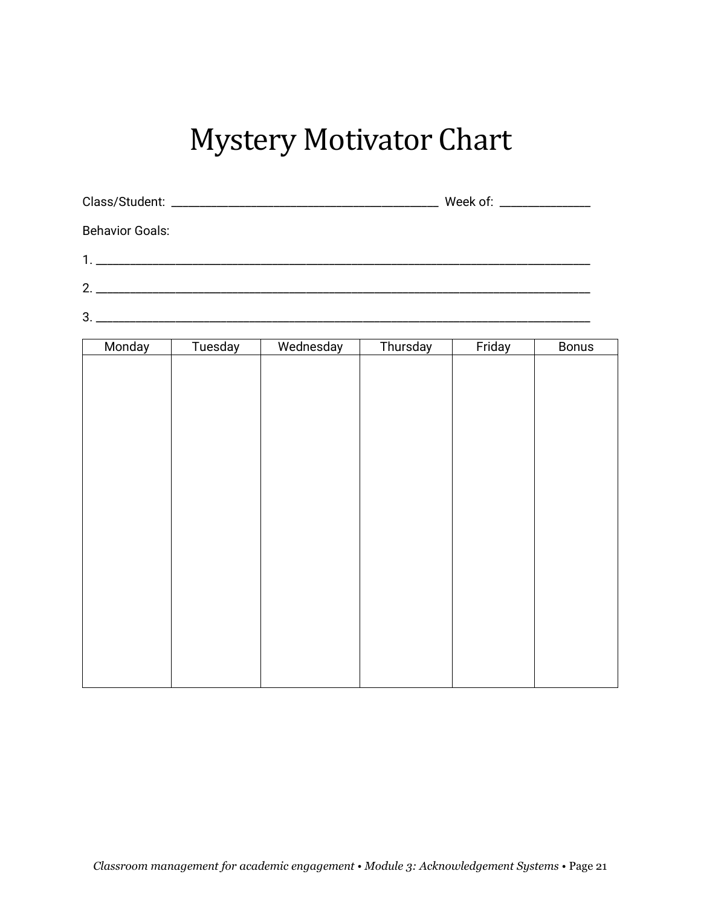# Mystery Motivator Chart

Class/Student: ________________________________________ Week of: ______________

Behavior Goals:

1. ___________________________________________________________________________

2. ___________________________________________________________________________

3. ___________________________________________________________________________

| Monday | Tuesday | Wednesday | Thursday | Friday | Bonus |
|---|---|---|---|---|---|
| | | | | | |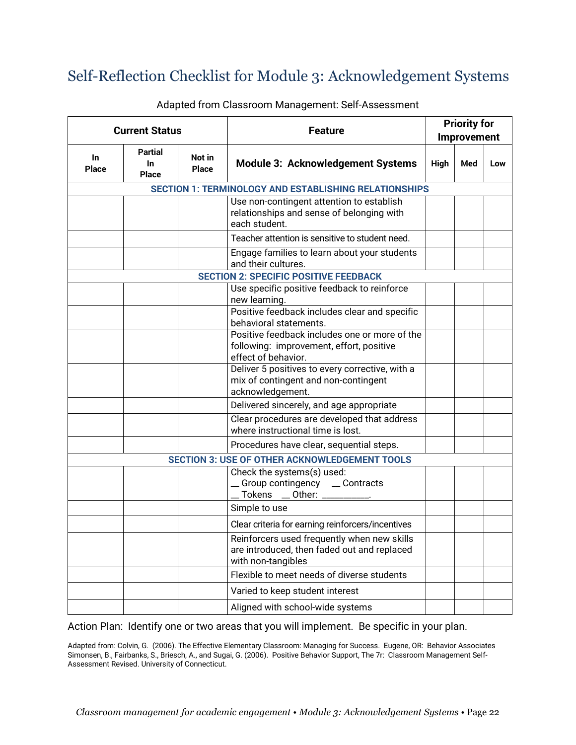# Self-Reflection Checklist for Module 3: Acknowledgement Systems

Adapted from Classroom Management: Self-Assessment

| Current Status | | | Feature | Priority for Improvement | | |
|---|---|---|---|---|---|---|
| In Place | Partial In Place | Not in Place | **Module 3: Acknowledgement Systems** | High | Med | Low |
| | | | **SECTION 1: TERMINOLOGY AND ESTABLISHING RELATIONSHIPS** | | | |
| | | | Use non-contingent attention to establish relationships and sense of belonging with each student. | | | |
| | | | Teacher attention is sensitive to student need. | | | |
| | | | Engage families to learn about your students and their cultures. | | | |
| | | | **SECTION 2: SPECIFIC POSITIVE FEEDBACK** | | | |
| | | | Use specific positive feedback to reinforce new learning. | | | |
| | | | Positive feedback includes clear and specific behavioral statements. | | | |
| | | | Positive feedback includes one or more of the following: improvement, effort, positive effect of behavior. | | | |
| | | | Deliver 5 positives to every corrective, with a mix of contingent and non-contingent acknowledgement. | | | |
| | | | Delivered sincerely, and age appropriate | | | |
| | | | Clear procedures are developed that address where instructional time is lost. | | | |
| | | | Procedures have clear, sequential steps. | | | |
| | | | **SECTION 3: USE OF OTHER ACKNOWLEDGEMENT TOOLS** | | | |
| | | | Check the systems(s) used: __ Group contingency __ Contracts __ Tokens __ Other: _________. | | | |
| | | | Simple to use | | | |
| | | | Clear criteria for earning reinforcers/incentives | | | |
| | | | Reinforcers used frequently when new skills are introduced, then faded out and replaced with non-tangibles | | | |
| | | | Flexible to meet needs of diverse students | | | |
| | | | Varied to keep student interest | | | |
| | | | Aligned with school-wide systems | | | |

Action Plan: Identify one or two areas that you will implement. Be specific in your plan.

Adapted from: Colvin, G. (2006). The Effective Elementary Classroom: Managing for Success. Eugene, OR: Behavior Associates Simonsen, B., Fairbanks, S., Briesch, A., and Sugai, G. (2006). Positive Behavior Support, The 7r: Classroom Management Self-Assessment Revised. University of Connecticut.